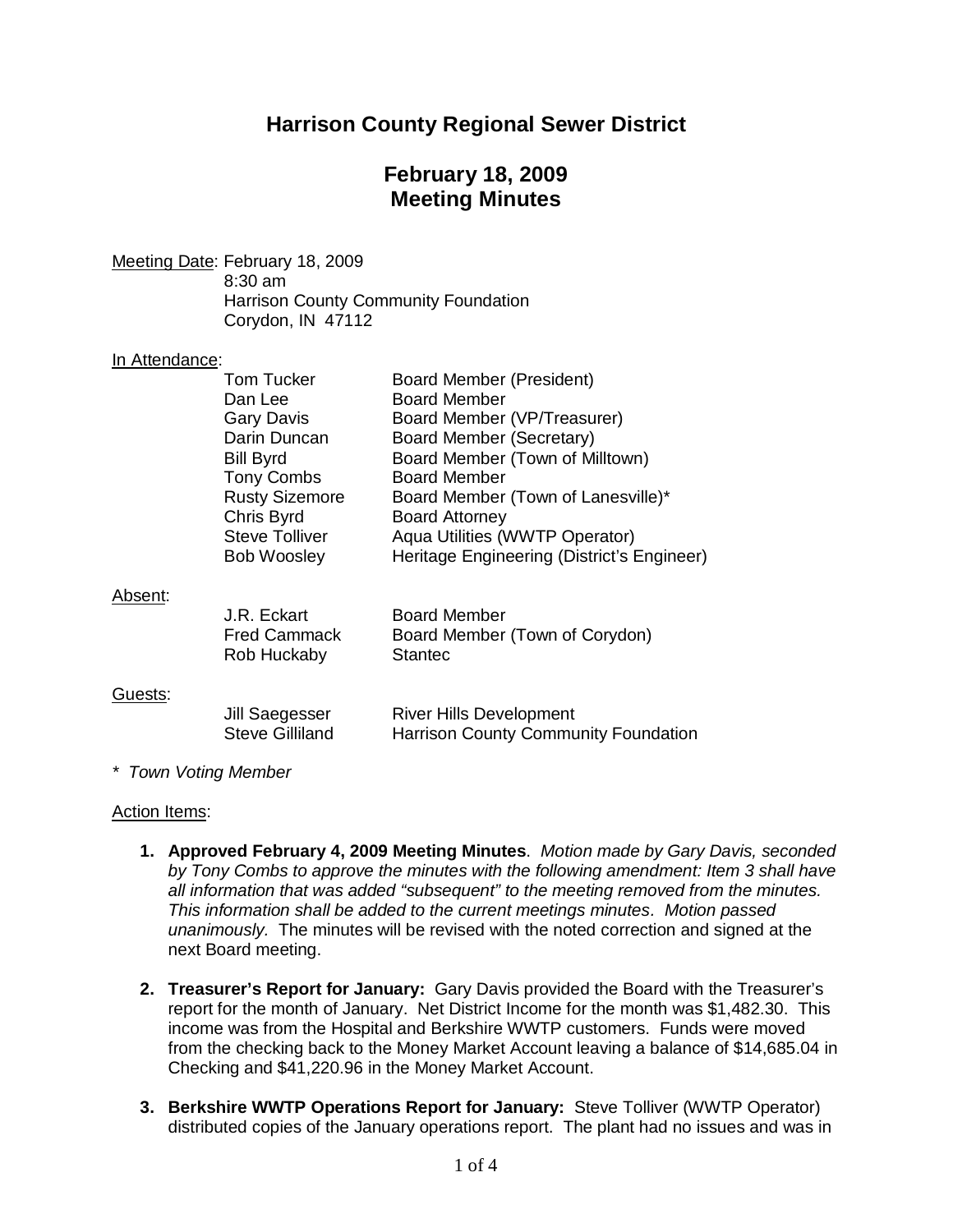# Harrison County Regional Sewer District

## February 18, 2009
## Meeting Minutes

Meeting Date: February 18, 2009
8:30 am
Harrison County Community Foundation
Corydon, IN 47112

In Attendance:

| | |
|---|---|
| Tom Tucker | Board Member (President) |
| Dan Lee | Board Member |
| Gary Davis | Board Member (VP/Treasurer) |
| Darin Duncan | Board Member (Secretary) |
| Bill Byrd | Board Member (Town of Milltown) |
| Tony Combs | Board Member |
| Rusty Sizemore | Board Member (Town of Lanesville)* |
| Chris Byrd | Board Attorney |
| Steve Tolliver | Aqua Utilities (WWTP Operator) |
| Bob Woosley | Heritage Engineering (District's Engineer) |

Absent:

| | |
|---|---|
| J.R. Eckart | Board Member |
| Fred Cammack | Board Member (Town of Corydon) |
| Rob Huckaby | Stantec |

Guests:

| | |
|---|---|
| Jill Saegesser | River Hills Development |
| Steve Gilliland | Harrison County Community Foundation |

*\* Town Voting Member*

Action Items:

1. **Approved February 4, 2009 Meeting Minutes**. *Motion made by Gary Davis, seconded by Tony Combs to approve the minutes with the following amendment: Item 3 shall have all information that was added "subsequent" to the meeting removed from the minutes. This information shall be added to the current meetings minutes. Motion passed unanimously.* The minutes will be revised with the noted correction and signed at the next Board meeting.

2. **Treasurer's Report for January:** Gary Davis provided the Board with the Treasurer's report for the month of January. Net District Income for the month was $1,482.30. This income was from the Hospital and Berkshire WWTP customers. Funds were moved from the checking back to the Money Market Account leaving a balance of $14,685.04 in Checking and $41,220.96 in the Money Market Account.

3. **Berkshire WWTP Operations Report for January:** Steve Tolliver (WWTP Operator) distributed copies of the January operations report. The plant had no issues and was in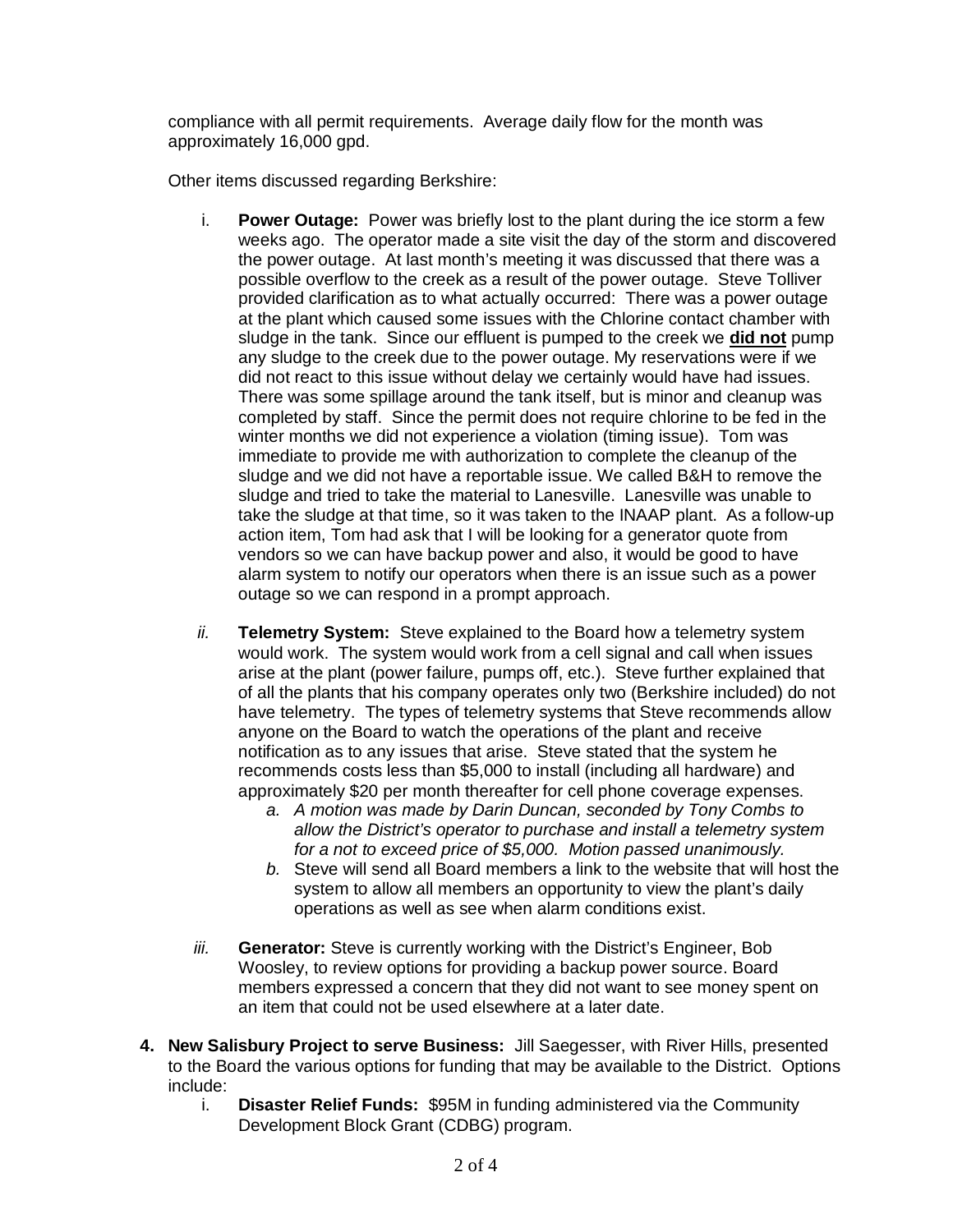compliance with all permit requirements. Average daily flow for the month was approximately 16,000 gpd.

Other items discussed regarding Berkshire:

i. **Power Outage:** Power was briefly lost to the plant during the ice storm a few weeks ago. The operator made a site visit the day of the storm and discovered the power outage. At last month's meeting it was discussed that there was a possible overflow to the creek as a result of the power outage. Steve Tolliver provided clarification as to what actually occurred: There was a power outage at the plant which caused some issues with the Chlorine contact chamber with sludge in the tank. Since our effluent is pumped to the creek we **did not** pump any sludge to the creek due to the power outage. My reservations were if we did not react to this issue without delay we certainly would have had issues. There was some spillage around the tank itself, but is minor and cleanup was completed by staff. Since the permit does not require chlorine to be fed in the winter months we did not experience a violation (timing issue). Tom was immediate to provide me with authorization to complete the cleanup of the sludge and we did not have a reportable issue. We called B&H to remove the sludge and tried to take the material to Lanesville. Lanesville was unable to take the sludge at that time, so it was taken to the INAAP plant. As a follow-up action item, Tom had ask that I will be looking for a generator quote from vendors so we can have backup power and also, it would be good to have alarm system to notify our operators when there is an issue such as a power outage so we can respond in a prompt approach.

*ii.* **Telemetry System:** Steve explained to the Board how a telemetry system would work. The system would work from a cell signal and call when issues arise at the plant (power failure, pumps off, etc.). Steve further explained that of all the plants that his company operates only two (Berkshire included) do not have telemetry. The types of telemetry systems that Steve recommends allow anyone on the Board to watch the operations of the plant and receive notification as to any issues that arise. Steve stated that the system he recommends costs less than $5,000 to install (including all hardware) and approximately $20 per month thereafter for cell phone coverage expenses.
   - *a. A motion was made by Darin Duncan, seconded by Tony Combs to allow the District's operator to purchase and install a telemetry system for a not to exceed price of $5,000. Motion passed unanimously.*
   - *b.* Steve will send all Board members a link to the website that will host the system to allow all members an opportunity to view the plant's daily operations as well as see when alarm conditions exist.

*iii.* **Generator:** Steve is currently working with the District's Engineer, Bob Woosley, to review options for providing a backup power source. Board members expressed a concern that they did not want to see money spent on an item that could not be used elsewhere at a later date.

**4. New Salisbury Project to serve Business:** Jill Saegesser, with River Hills, presented to the Board the various options for funding that may be available to the District. Options include:

i. **Disaster Relief Funds:** $95M in funding administered via the Community Development Block Grant (CDBG) program.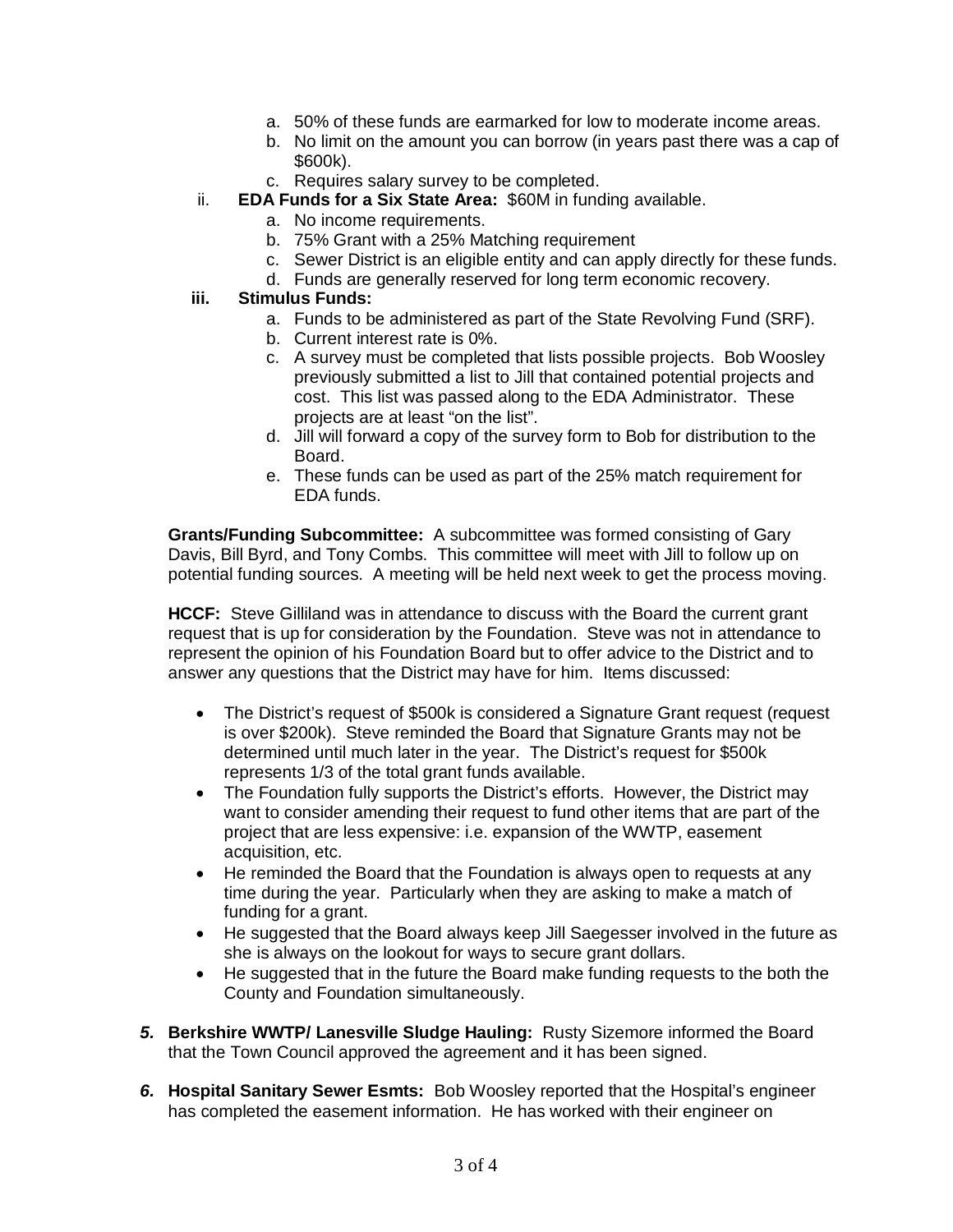a. 50% of these funds are earmarked for low to moderate income areas.
b. No limit on the amount you can borrow (in years past there was a cap of $600k).
c. Requires salary survey to be completed.

ii. **EDA Funds for a Six State Area:** $60M in funding available.

a. No income requirements.
b. 75% Grant with a 25% Matching requirement
c. Sewer District is an eligible entity and can apply directly for these funds.
d. Funds are generally reserved for long term economic recovery.

**iii. Stimulus Funds:**

a. Funds to be administered as part of the State Revolving Fund (SRF).
b. Current interest rate is 0%.
c. A survey must be completed that lists possible projects. Bob Woosley previously submitted a list to Jill that contained potential projects and cost. This list was passed along to the EDA Administrator. These projects are at least "on the list".
d. Jill will forward a copy of the survey form to Bob for distribution to the Board.
e. These funds can be used as part of the 25% match requirement for EDA funds.

**Grants/Funding Subcommittee:** A subcommittee was formed consisting of Gary Davis, Bill Byrd, and Tony Combs. This committee will meet with Jill to follow up on potential funding sources. A meeting will be held next week to get the process moving.

**HCCF:** Steve Gilliland was in attendance to discuss with the Board the current grant request that is up for consideration by the Foundation. Steve was not in attendance to represent the opinion of his Foundation Board but to offer advice to the District and to answer any questions that the District may have for him. Items discussed:

- The District's request of $500k is considered a Signature Grant request (request is over $200k). Steve reminded the Board that Signature Grants may not be determined until much later in the year. The District's request for $500k represents 1/3 of the total grant funds available.
- The Foundation fully supports the District's efforts. However, the District may want to consider amending their request to fund other items that are part of the project that are less expensive: i.e. expansion of the WWTP, easement acquisition, etc.
- He reminded the Board that the Foundation is always open to requests at any time during the year. Particularly when they are asking to make a match of funding for a grant.
- He suggested that the Board always keep Jill Saegesser involved in the future as she is always on the lookout for ways to secure grant dollars.
- He suggested that in the future the Board make funding requests to the both the County and Foundation simultaneously.

***5.*** **Berkshire WWTP/ Lanesville Sludge Hauling:** Rusty Sizemore informed the Board that the Town Council approved the agreement and it has been signed.

***6.*** **Hospital Sanitary Sewer Esmts:** Bob Woosley reported that the Hospital's engineer has completed the easement information. He has worked with their engineer on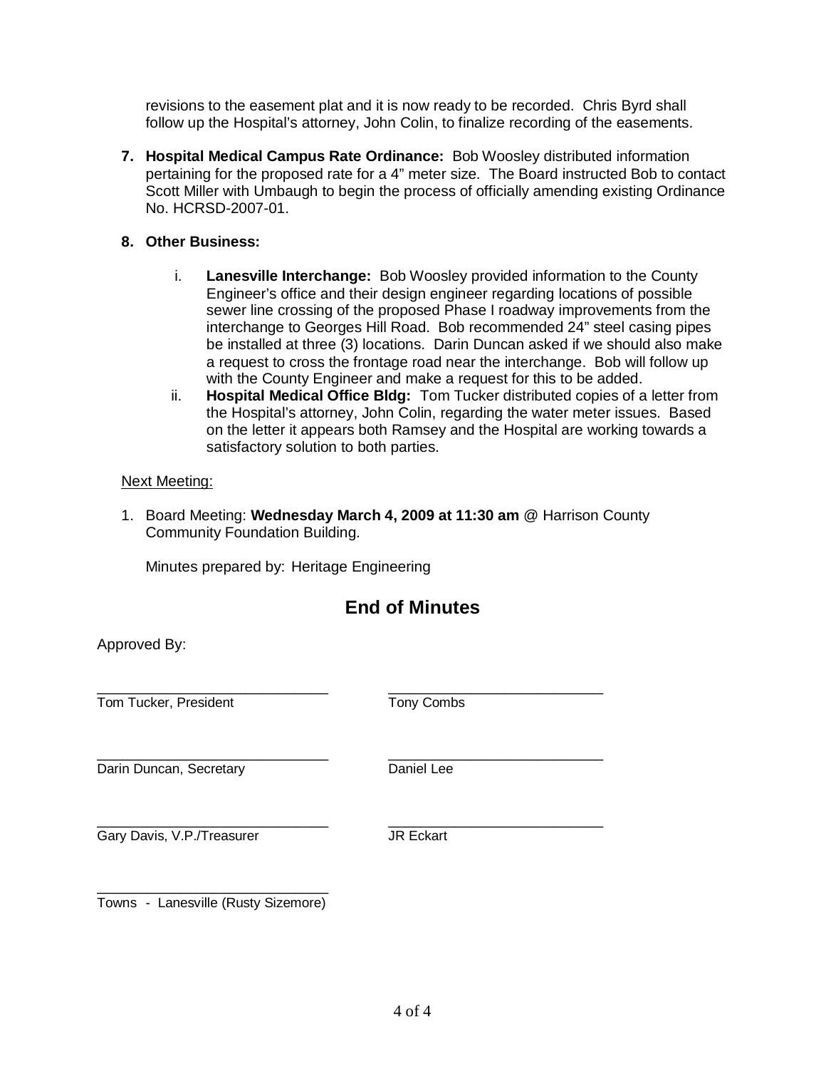revisions to the easement plat and it is now ready to be recorded. Chris Byrd shall follow up the Hospital's attorney, John Colin, to finalize recording of the easements.

7. **Hospital Medical Campus Rate Ordinance:** Bob Woosley distributed information pertaining for the proposed rate for a 4" meter size. The Board instructed Bob to contact Scott Miller with Umbaugh to begin the process of officially amending existing Ordinance No. HCRSD-2007-01.

8. **Other Business:**

   i. **Lanesville Interchange:** Bob Woosley provided information to the County Engineer's office and their design engineer regarding locations of possible sewer line crossing of the proposed Phase I roadway improvements from the interchange to Georges Hill Road. Bob recommended 24" steel casing pipes be installed at three (3) locations. Darin Duncan asked if we should also make a request to cross the frontage road near the interchange. Bob will follow up with the County Engineer and make a request for this to be added.

   ii. **Hospital Medical Office Bldg:** Tom Tucker distributed copies of a letter from the Hospital's attorney, John Colin, regarding the water meter issues. Based on the letter it appears both Ramsey and the Hospital are working towards a satisfactory solution to both parties.

Next Meeting:

1. Board Meeting: **Wednesday March 4, 2009 at 11:30 am** @ Harrison County Community Foundation Building.

   Minutes prepared by: Heritage Engineering

## End of Minutes

Approved By:

______________________________
Tom Tucker, President

______________________________
Tony Combs

______________________________
Darin Duncan, Secretary

______________________________
Daniel Lee

______________________________
Gary Davis, V.P./Treasurer

______________________________
JR Eckart

______________________________
Towns - Lanesville (Rusty Sizemore)